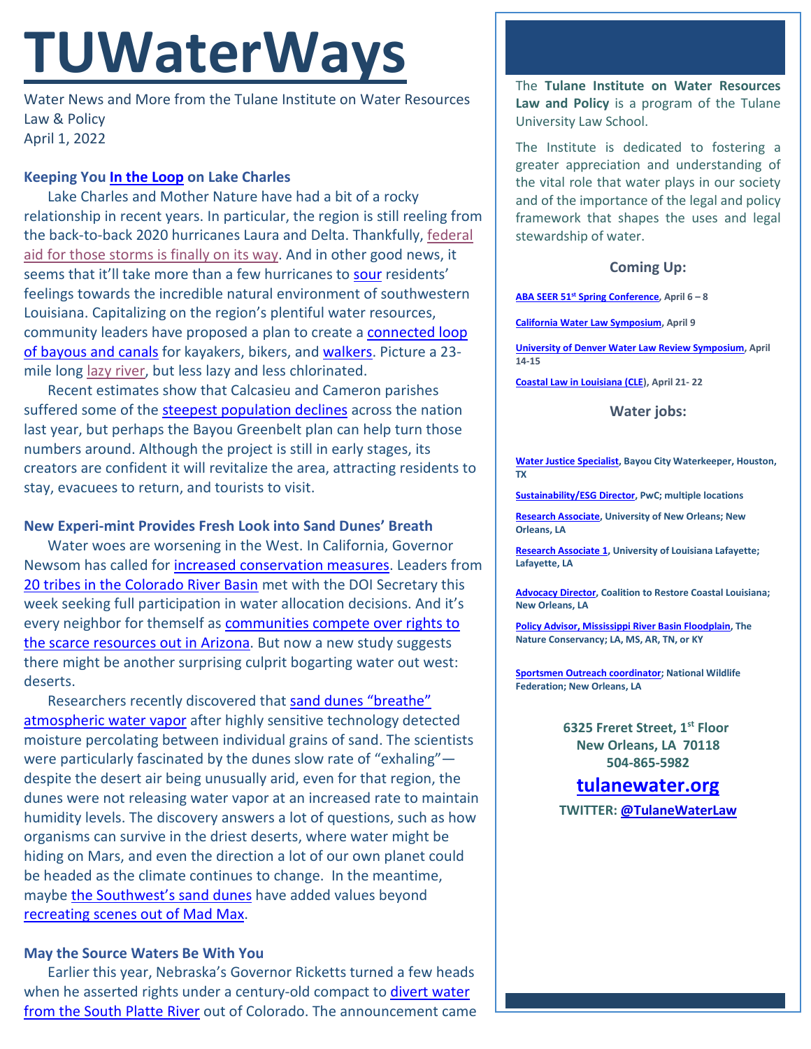# TUWaterWays

Water News and More from the Tulane Institute on Water Resources Law & Policy
April 1, 2022

### Keeping You In the Loop on Lake Charles

Lake Charles and Mother Nature have had a bit of a rocky relationship in recent years. In particular, the region is still reeling from the back-to-back 2020 hurricanes Laura and Delta. Thankfully, federal aid for those storms is finally on its way. And in other good news, it seems that it'll take more than a few hurricanes to sour residents' feelings towards the incredible natural environment of southwestern Louisiana. Capitalizing on the region's plentiful water resources, community leaders have proposed a plan to create a connected loop of bayous and canals for kayakers, bikers, and walkers. Picture a 23-mile long lazy river, but less lazy and less chlorinated.

Recent estimates show that Calcasieu and Cameron parishes suffered some of the steepest population declines across the nation last year, but perhaps the Bayou Greenbelt plan can help turn those numbers around. Although the project is still in early stages, its creators are confident it will revitalize the area, attracting residents to stay, evacuees to return, and tourists to visit.

### New Experi-mint Provides Fresh Look into Sand Dunes' Breath

Water woes are worsening in the West. In California, Governor Newsom has called for increased conservation measures. Leaders from 20 tribes in the Colorado River Basin met with the DOI Secretary this week seeking full participation in water allocation decisions. And it's every neighbor for themself as communities compete over rights to the scarce resources out in Arizona. But now a new study suggests there might be another surprising culprit bogarting water out west: deserts.

Researchers recently discovered that sand dunes "breathe" atmospheric water vapor after highly sensitive technology detected moisture percolating between individual grains of sand. The scientists were particularly fascinated by the dunes slow rate of "exhaling"—despite the desert air being unusually arid, even for that region, the dunes were not releasing water vapor at an increased rate to maintain humidity levels. The discovery answers a lot of questions, such as how organisms can survive in the driest deserts, where water might be hiding on Mars, and even the direction a lot of our own planet could be headed as the climate continues to change. In the meantime, maybe the Southwest's sand dunes have added values beyond recreating scenes out of Mad Max.

### May the Source Waters Be With You

Earlier this year, Nebraska's Governor Ricketts turned a few heads when he asserted rights under a century-old compact to divert water from the South Platte River out of Colorado. The announcement came

---

The **Tulane Institute on Water Resources Law and Policy** is a program of the Tulane University Law School.

The Institute is dedicated to fostering a greater appreciation and understanding of the vital role that water plays in our society and of the importance of the legal and policy framework that shapes the uses and legal stewardship of water.

**Coming Up:**

**ABA SEER 51st Spring Conference, April 6 – 8**

**California Water Law Symposium, April 9**

**University of Denver Water Law Review Symposium, April 14-15**

**Coastal Law in Louisiana (CLE), April 21- 22**

**Water jobs:**

**Water Justice Specialist, Bayou City Waterkeeper, Houston, TX**

**Sustainability/ESG Director, PwC; multiple locations**

**Research Associate, University of New Orleans; New Orleans, LA**

**Research Associate 1, University of Louisiana Lafayette; Lafayette, LA**

**Advocacy Director, Coalition to Restore Coastal Louisiana; New Orleans, LA**

**Policy Advisor, Mississippi River Basin Floodplain, The Nature Conservancy; LA, MS, AR, TN, or KY**

**Sportsmen Outreach coordinator; National Wildlife Federation; New Orleans, LA**

**6325 Freret Street, 1st Floor**
**New Orleans, LA 70118**
**504-865-5982**

**tulanewater.org**

**TWITTER: @TulaneWaterLaw**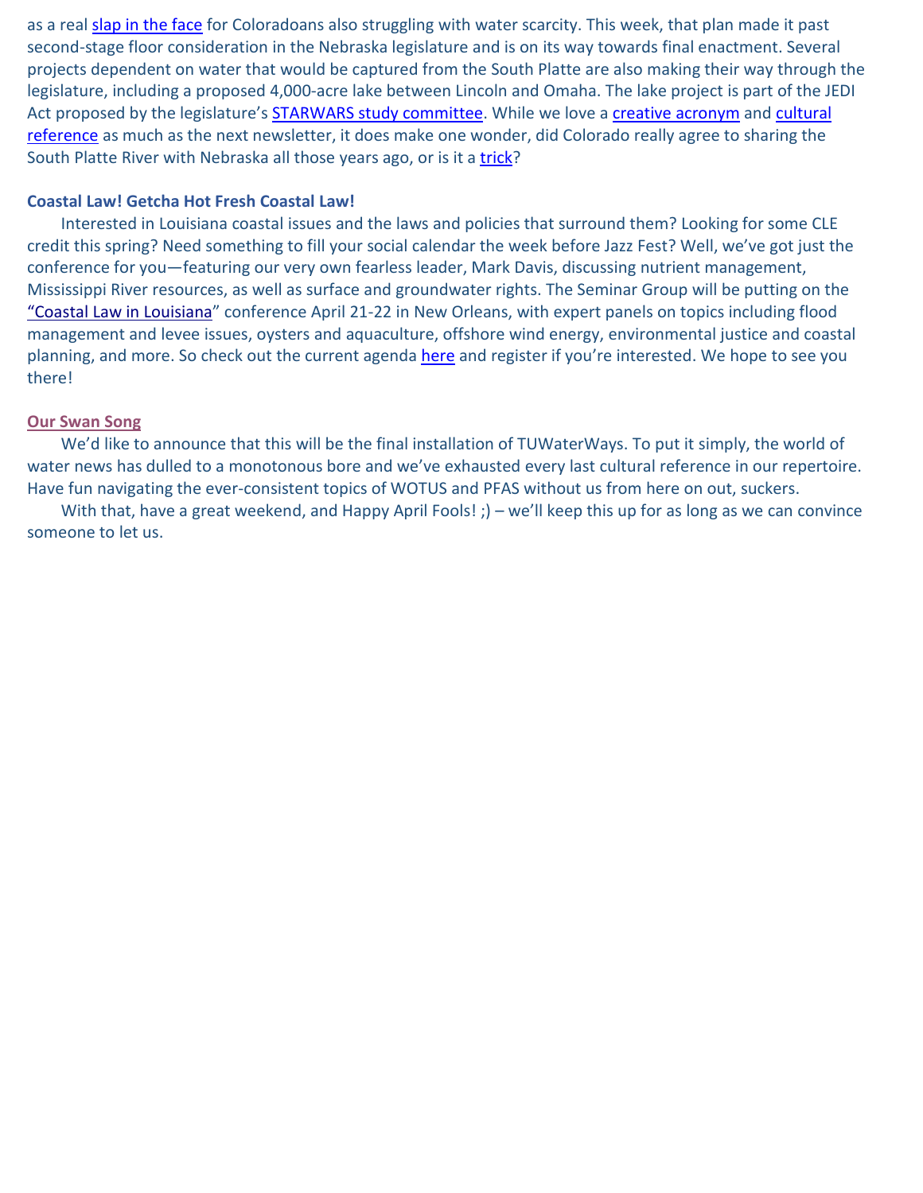as a real slap in the face for Coloradoans also struggling with water scarcity. This week, that plan made it past second-stage floor consideration in the Nebraska legislature and is on its way towards final enactment. Several projects dependent on water that would be captured from the South Platte are also making their way through the legislature, including a proposed 4,000-acre lake between Lincoln and Omaha. The lake project is part of the JEDI Act proposed by the legislature's STARWARS study committee. While we love a creative acronym and cultural reference as much as the next newsletter, it does make one wonder, did Colorado really agree to sharing the South Platte River with Nebraska all those years ago, or is it a trick?

**Coastal Law! Getcha Hot Fresh Coastal Law!**

Interested in Louisiana coastal issues and the laws and policies that surround them? Looking for some CLE credit this spring? Need something to fill your social calendar the week before Jazz Fest? Well, we've got just the conference for you—featuring our very own fearless leader, Mark Davis, discussing nutrient management, Mississippi River resources, as well as surface and groundwater rights. The Seminar Group will be putting on the "Coastal Law in Louisiana" conference April 21-22 in New Orleans, with expert panels on topics including flood management and levee issues, oysters and aquaculture, offshore wind energy, environmental justice and coastal planning, and more. So check out the current agenda here and register if you're interested. We hope to see you there!

**Our Swan Song**

We'd like to announce that this will be the final installation of TUWaterWays. To put it simply, the world of water news has dulled to a monotonous bore and we've exhausted every last cultural reference in our repertoire. Have fun navigating the ever-consistent topics of WOTUS and PFAS without us from here on out, suckers.

With that, have a great weekend, and Happy April Fools! ;) – we'll keep this up for as long as we can convince someone to let us.